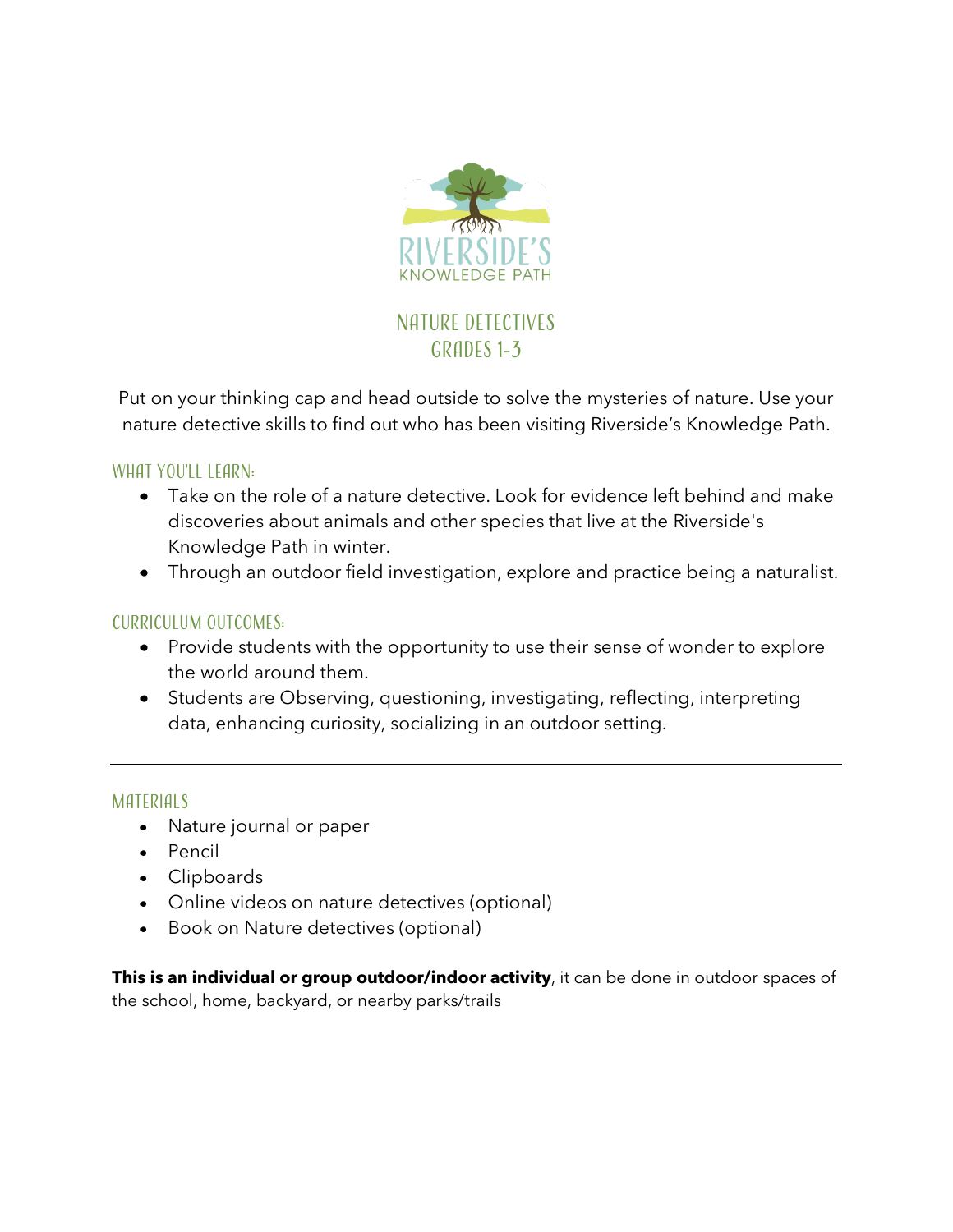RIVERSIDE'S
KNOWLEDGE PATH

# NATURE DETECTIVES
## GRADES 1-3

Put on your thinking cap and head outside to solve the mysteries of nature. Use your nature detective skills to find out who has been visiting Riverside's Knowledge Path.

### WHAT YOU'LL LEARN:

- Take on the role of a nature detective. Look for evidence left behind and make discoveries about animals and other species that live at the Riverside's Knowledge Path in winter.
- Through an outdoor field investigation, explore and practice being a naturalist.

### CURRICULUM OUTCOMES:

- Provide students with the opportunity to use their sense of wonder to explore the world around them.
- Students are Observing, questioning, investigating, reflecting, interpreting data, enhancing curiosity, socializing in an outdoor setting.

---

### MATERIALS

- Nature journal or paper
- Pencil
- Clipboards
- Online videos on nature detectives (optional)
- Book on Nature detectives (optional)

**This is an individual or group outdoor/indoor activity**, it can be done in outdoor spaces of the school, home, backyard, or nearby parks/trails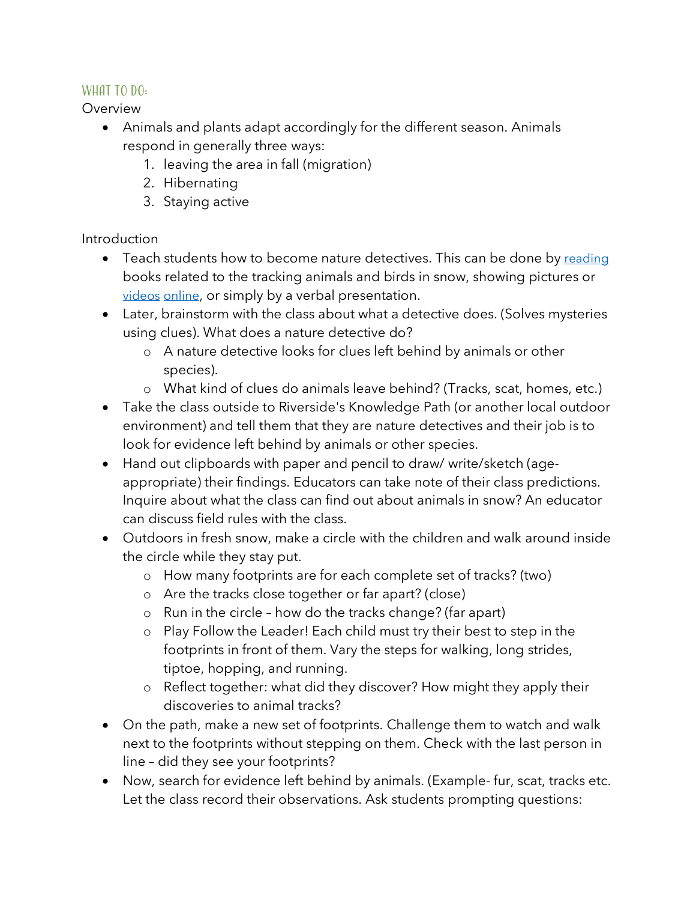## WHAT TO DO:

Overview

- Animals and plants adapt accordingly for the different season. Animals respond in generally three ways:
    1. leaving the area in fall (migration)
    2. Hibernating
    3. Staying active

Introduction

- Teach students how to become nature detectives. This can be done by reading books related to the tracking animals and birds in snow, showing pictures or videos online, or simply by a verbal presentation.
- Later, brainstorm with the class about what a detective does. (Solves mysteries using clues). What does a nature detective do?
    - A nature detective looks for clues left behind by animals or other species).
    - What kind of clues do animals leave behind? (Tracks, scat, homes, etc.)
- Take the class outside to Riverside's Knowledge Path (or another local outdoor environment) and tell them that they are nature detectives and their job is to look for evidence left behind by animals or other species.
- Hand out clipboards with paper and pencil to draw/ write/sketch (age-appropriate) their findings. Educators can take note of their class predictions. Inquire about what the class can find out about animals in snow? An educator can discuss field rules with the class.
- Outdoors in fresh snow, make a circle with the children and walk around inside the circle while they stay put.
    - How many footprints are for each complete set of tracks? (two)
    - Are the tracks close together or far apart? (close)
    - Run in the circle – how do the tracks change? (far apart)
    - Play Follow the Leader! Each child must try their best to step in the footprints in front of them. Vary the steps for walking, long strides, tiptoe, hopping, and running.
    - Reflect together: what did they discover? How might they apply their discoveries to animal tracks?
- On the path, make a new set of footprints. Challenge them to watch and walk next to the footprints without stepping on them. Check with the last person in line – did they see your footprints?
- Now, search for evidence left behind by animals. (Example- fur, scat, tracks etc. Let the class record their observations. Ask students prompting questions: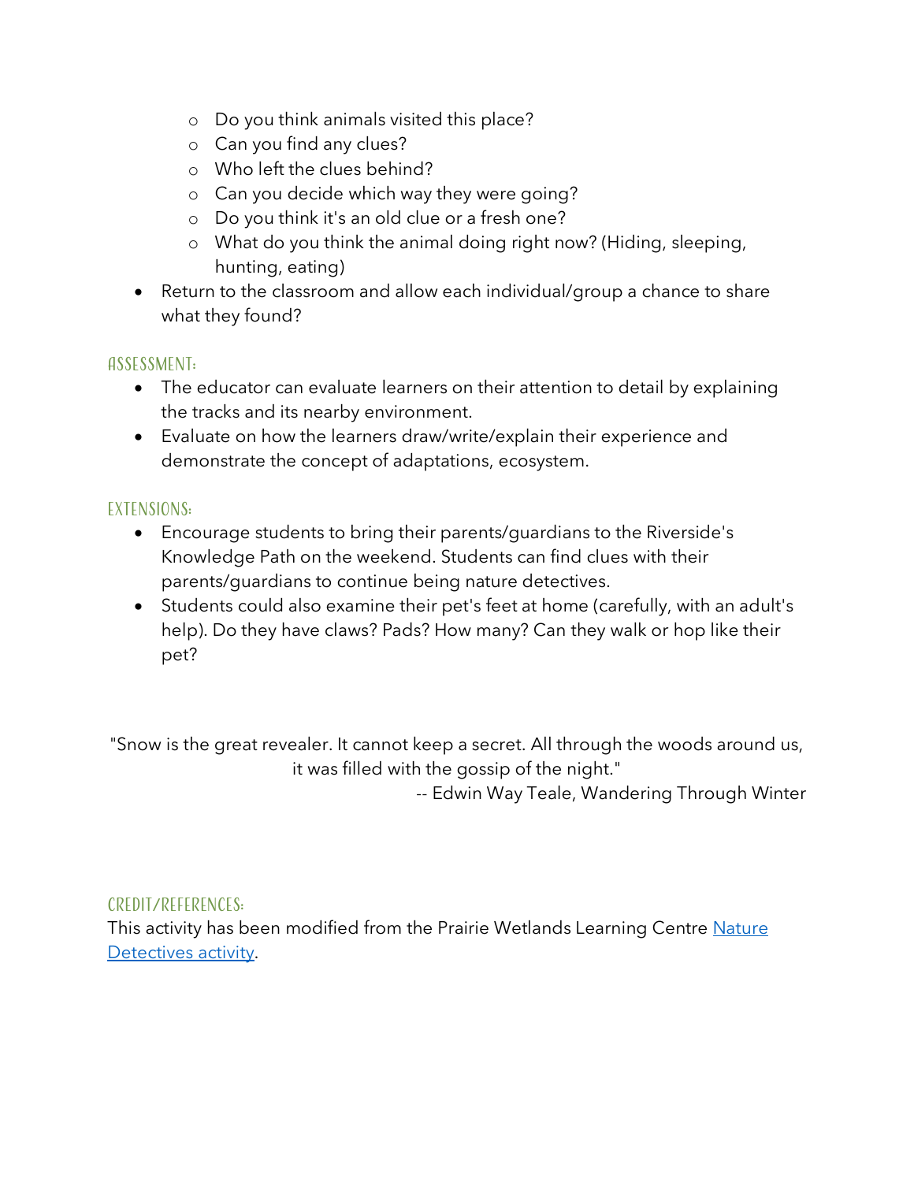- Do you think animals visited this place?
  - Can you find any clues?
  - Who left the clues behind?
  - Can you decide which way they were going?
  - Do you think it's an old clue or a fresh one?
  - What do you think the animal doing right now? (Hiding, sleeping, hunting, eating)
- Return to the classroom and allow each individual/group a chance to share what they found?

## Assessment:

- The educator can evaluate learners on their attention to detail by explaining the tracks and its nearby environment.
- Evaluate on how the learners draw/write/explain their experience and demonstrate the concept of adaptations, ecosystem.

## Extensions:

- Encourage students to bring their parents/guardians to the Riverside's Knowledge Path on the weekend. Students can find clues with their parents/guardians to continue being nature detectives.
- Students could also examine their pet's feet at home (carefully, with an adult's help). Do they have claws? Pads? How many? Can they walk or hop like their pet?

"Snow is the great revealer. It cannot keep a secret. All through the woods around us, it was filled with the gossip of the night."

-- Edwin Way Teale, Wandering Through Winter

## Credit/References:

This activity has been modified from the Prairie Wetlands Learning Centre [Nature Detectives activity].